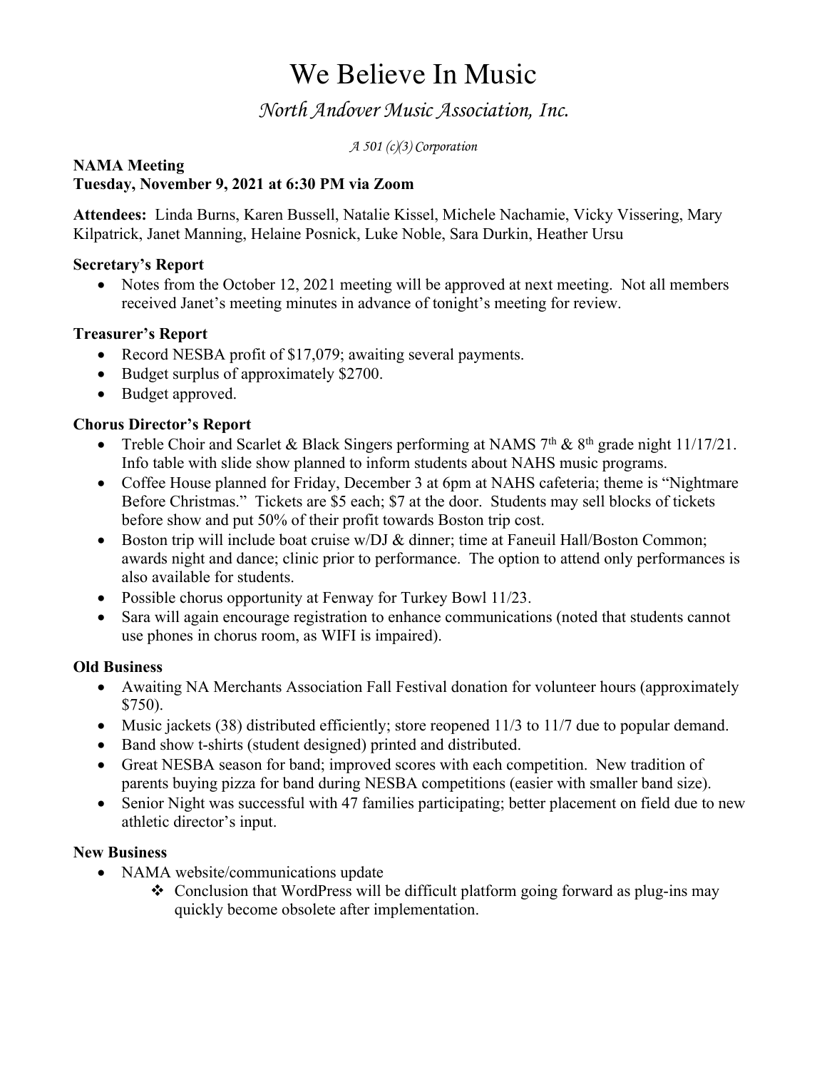# We Believe In Music

## *North Andover Music Association, Inc.*

*A 501 (c)(3) Corporation*

**NAMA Meeting**
**Tuesday, November 9, 2021 at 6:30 PM via Zoom**

**Attendees:** Linda Burns, Karen Bussell, Natalie Kissel, Michele Nachamie, Vicky Vissering, Mary Kilpatrick, Janet Manning, Helaine Posnick, Luke Noble, Sara Durkin, Heather Ursu

**Secretary's Report**

- Notes from the October 12, 2021 meeting will be approved at next meeting. Not all members received Janet's meeting minutes in advance of tonight's meeting for review.

**Treasurer's Report**

- Record NESBA profit of $17,079; awaiting several payments.
- Budget surplus of approximately $2700.
- Budget approved.

**Chorus Director's Report**

- Treble Choir and Scarlet & Black Singers performing at NAMS 7th & 8th grade night 11/17/21. Info table with slide show planned to inform students about NAHS music programs.
- Coffee House planned for Friday, December 3 at 6pm at NAHS cafeteria; theme is "Nightmare Before Christmas." Tickets are $5 each; $7 at the door. Students may sell blocks of tickets before show and put 50% of their profit towards Boston trip cost.
- Boston trip will include boat cruise w/DJ & dinner; time at Faneuil Hall/Boston Common; awards night and dance; clinic prior to performance. The option to attend only performances is also available for students.
- Possible chorus opportunity at Fenway for Turkey Bowl 11/23.
- Sara will again encourage registration to enhance communications (noted that students cannot use phones in chorus room, as WIFI is impaired).

**Old Business**

- Awaiting NA Merchants Association Fall Festival donation for volunteer hours (approximately $750).
- Music jackets (38) distributed efficiently; store reopened 11/3 to 11/7 due to popular demand.
- Band show t-shirts (student designed) printed and distributed.
- Great NESBA season for band; improved scores with each competition. New tradition of parents buying pizza for band during NESBA competitions (easier with smaller band size).
- Senior Night was successful with 47 families participating; better placement on field due to new athletic director's input.

**New Business**

- NAMA website/communications update
  - Conclusion that WordPress will be difficult platform going forward as plug-ins may quickly become obsolete after implementation.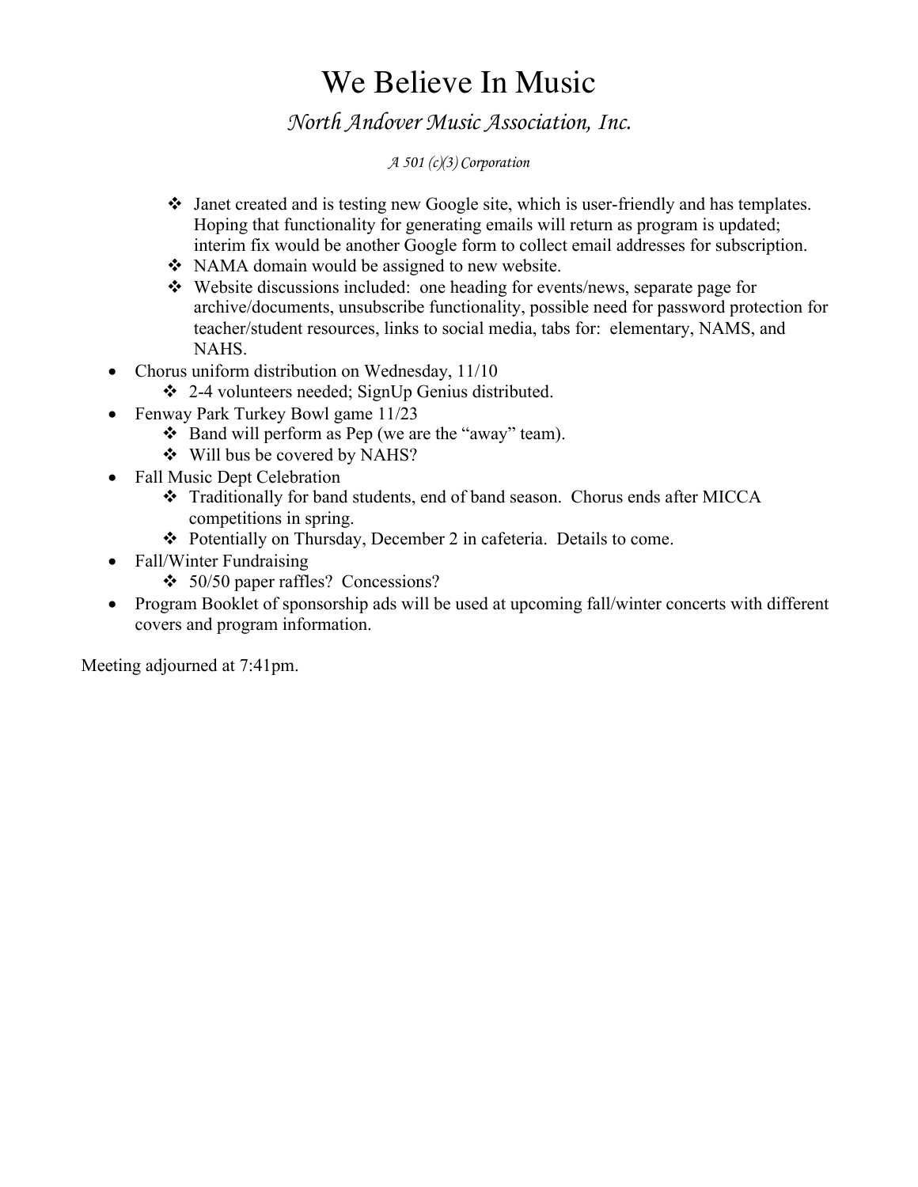# We Believe In Music

*North Andover Music Association, Inc.*

*A 501 (c)(3) Corporation*

    - Janet created and is testing new Google site, which is user-friendly and has templates. Hoping that functionality for generating emails will return as program is updated; interim fix would be another Google form to collect email addresses for subscription.
    - NAMA domain would be assigned to new website.
    - Website discussions included: one heading for events/news, separate page for archive/documents, unsubscribe functionality, possible need for password protection for teacher/student resources, links to social media, tabs for: elementary, NAMS, and NAHS.
- Chorus uniform distribution on Wednesday, 11/10
    - 2-4 volunteers needed; SignUp Genius distributed.
- Fenway Park Turkey Bowl game 11/23
    - Band will perform as Pep (we are the "away" team).
    - Will bus be covered by NAHS?
- Fall Music Dept Celebration
    - Traditionally for band students, end of band season. Chorus ends after MICCA competitions in spring.
    - Potentially on Thursday, December 2 in cafeteria. Details to come.
- Fall/Winter Fundraising
    - 50/50 paper raffles? Concessions?
- Program Booklet of sponsorship ads will be used at upcoming fall/winter concerts with different covers and program information.

Meeting adjourned at 7:41pm.